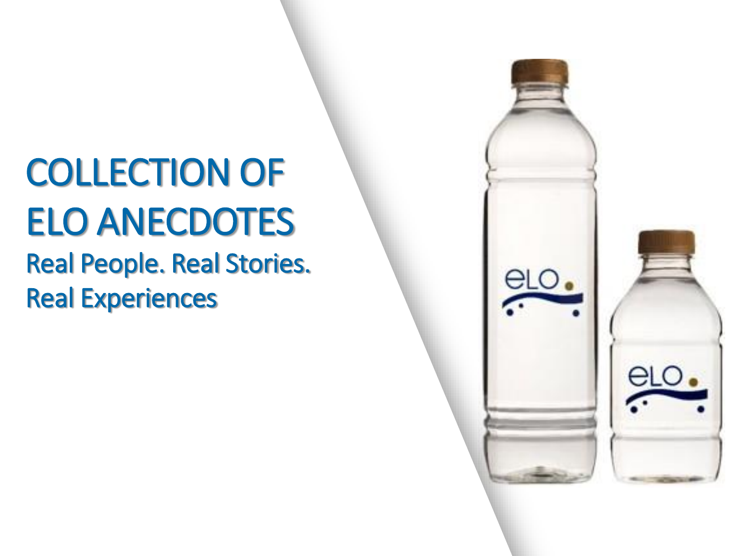# COLLECTION OF ELO ANECDOTES

## Real People. Real Stories. Real Experiences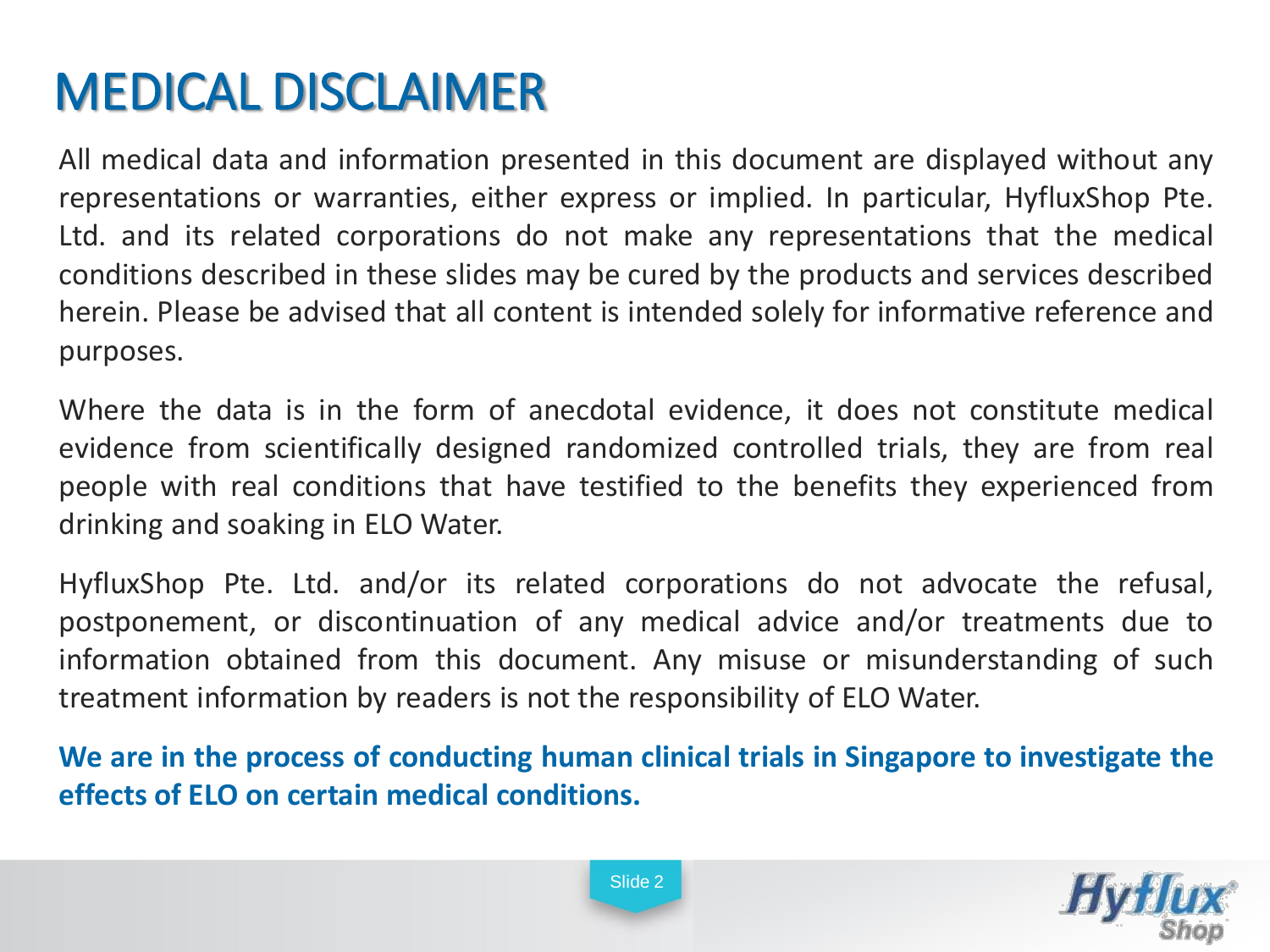# MEDICAL DISCLAIMER

All medical data and information presented in this document are displayed without any representations or warranties, either express or implied. In particular, HyfluxShop Pte. Ltd. and its related corporations do not make any representations that the medical conditions described in these slides may be cured by the products and services described herein. Please be advised that all content is intended solely for informative reference and purposes.

Where the data is in the form of anecdotal evidence, it does not constitute medical evidence from scientifically designed randomized controlled trials, they are from real people with real conditions that have testified to the benefits they experienced from drinking and soaking in ELO Water.

HyfluxShop Pte. Ltd. and/or its related corporations do not advocate the refusal, postponement, or discontinuation of any medical advice and/or treatments due to information obtained from this document. Any misuse or misunderstanding of such treatment information by readers is not the responsibility of ELO Water.

**We are in the process of conducting human clinical trials in Singapore to investigate the effects of ELO on certain medical conditions.**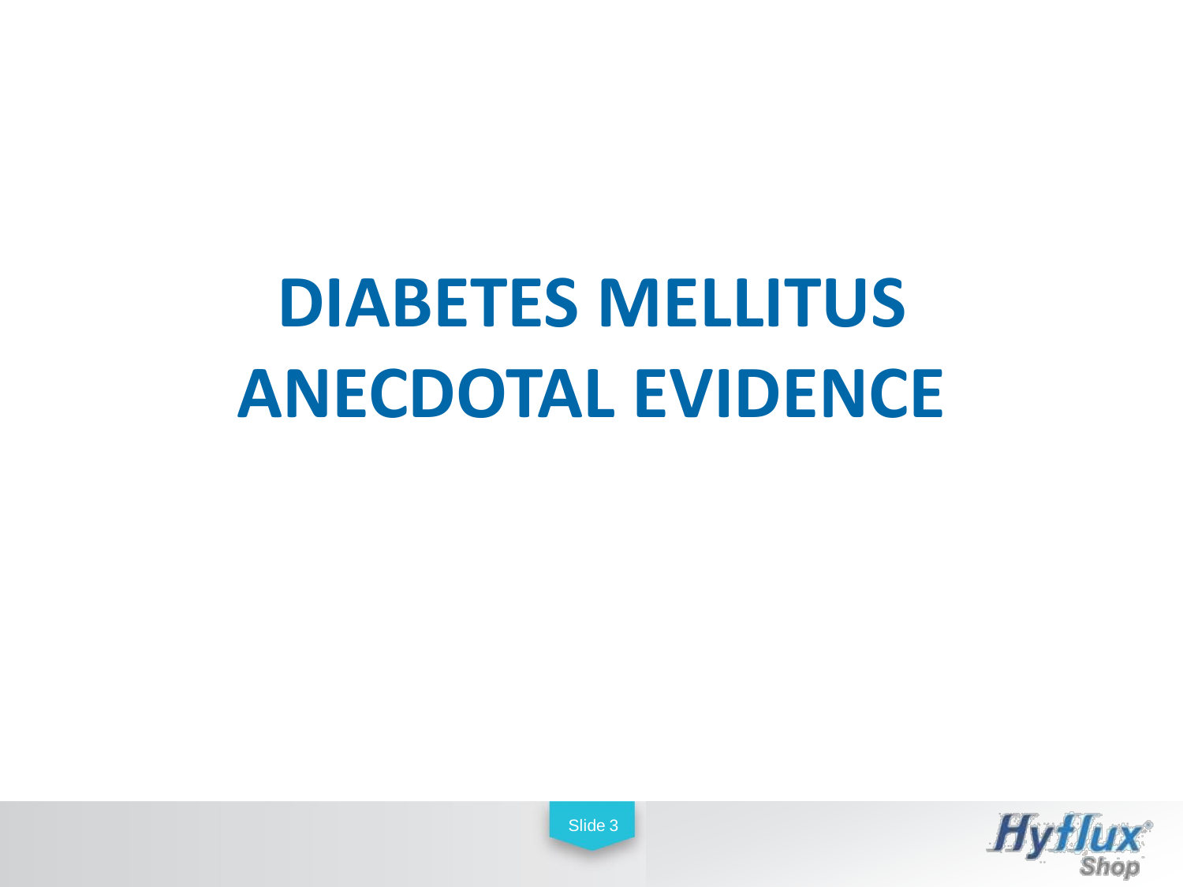# DIABETES MELLITUS ANECDOTAL EVIDENCE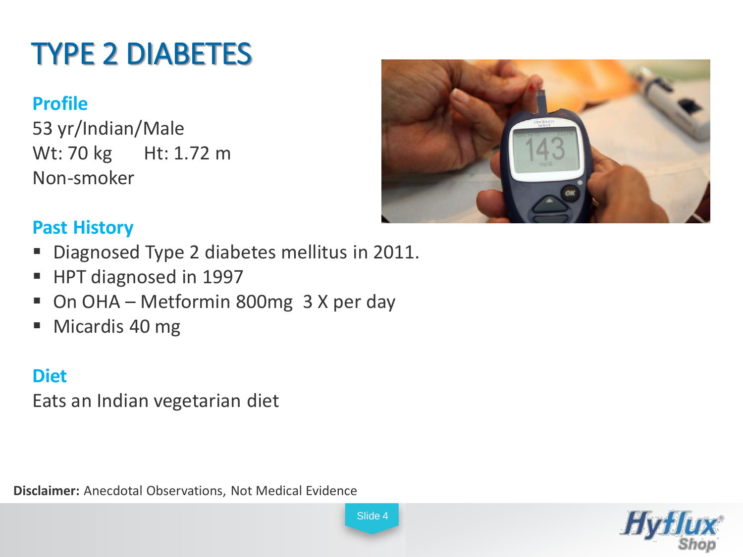# TYPE 2 DIABETES

## Profile

53 yr/Indian/Male

Wt: 70 kg     Ht: 1.72 m

Non-smoker

## Past History

- Diagnosed Type 2 diabetes mellitus in 2011.
- HPT diagnosed in 1997
- On OHA – Metformin 800mg 3 X per day
- Micardis 40 mg

## Diet

Eats an Indian vegetarian diet

**Disclaimer:** Anecdotal Observations, Not Medical Evidence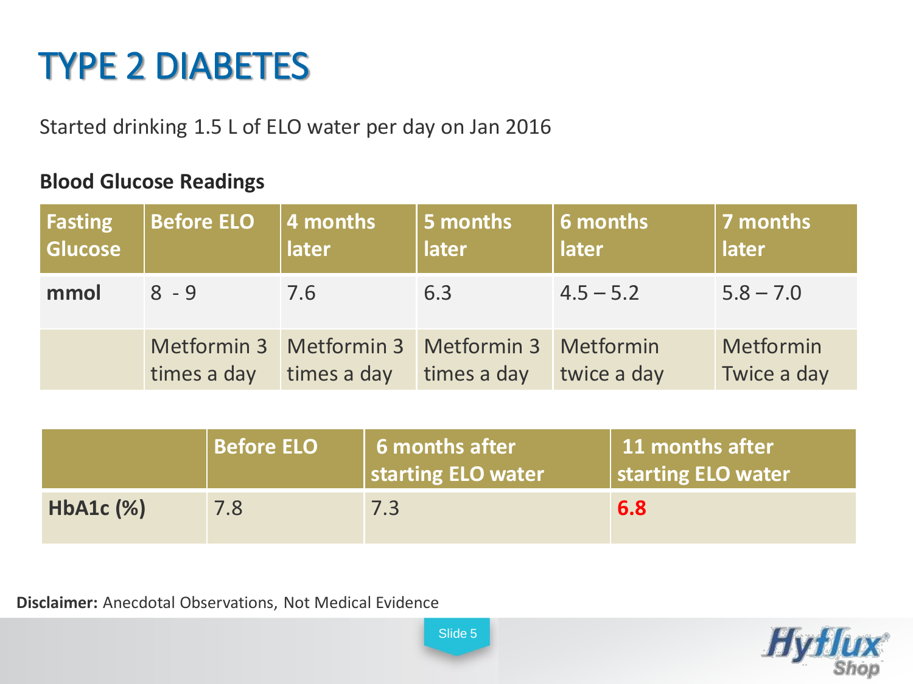# TYPE 2 DIABETES

Started drinking 1.5 L of ELO water per day on Jan 2016

**Blood Glucose Readings**

| Fasting Glucose | Before ELO | 4 months later | 5 months later | 6 months later | 7 months later |
|---|---|---|---|---|---|
| **mmol** | 8 - 9 | 7.6 | 6.3 | 4.5 – 5.2 | 5.8 – 7.0 |
| | Metformin 3 times a day | Metformin 3 times a day | Metformin 3 times a day | Metformin twice a day | Metformin Twice a day |

| | Before ELO | 6 months after starting ELO water | 11 months after starting ELO water |
|---|---|---|---|
| **HbA1c (%)** | 7.8 | 7.3 | **6.8** |

**Disclaimer:** Anecdotal Observations, Not Medical Evidence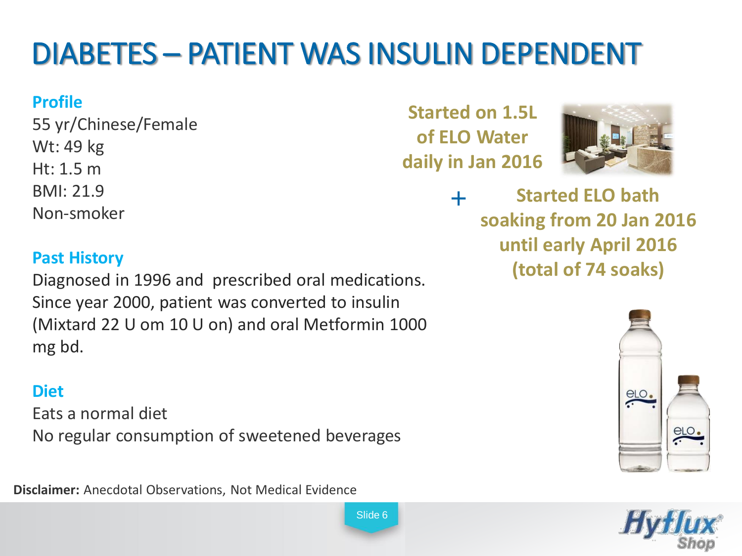# DIABETES – PATIENT WAS INSULIN DEPENDENT

### Profile

55 yr/Chinese/Female
Wt: 49 kg
Ht: 1.5 m
BMI: 21.9
Non-smoker

### Past History

Diagnosed in 1996 and prescribed oral medications. Since year 2000, patient was converted to insulin (Mixtard 22 U om 10 U on) and oral Metformin 1000 mg bd.

### Diet

Eats a normal diet
No regular consumption of sweetened beverages

**Started on 1.5L of ELO Water daily in Jan 2016**

+

**Started ELO bath soaking from 20 Jan 2016 until early April 2016 (total of 74 soaks)**

**Disclaimer:** Anecdotal Observations, Not Medical Evidence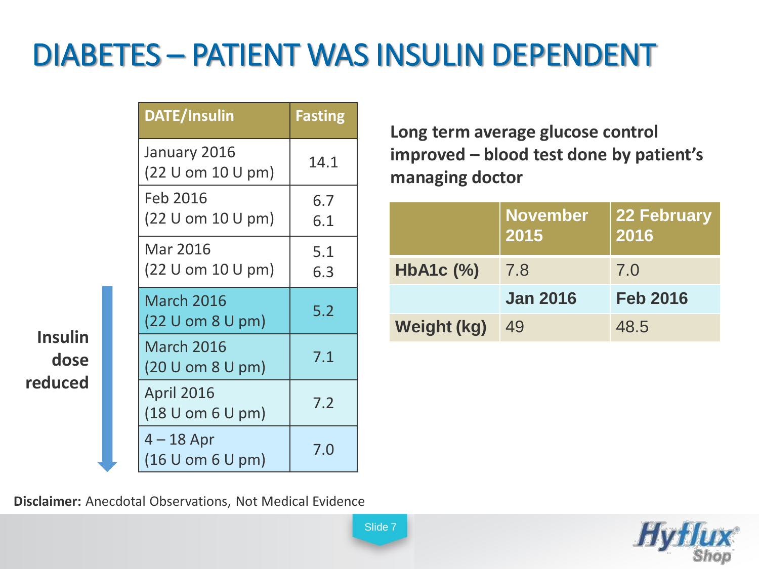# DIABETES – PATIENT WAS INSULIN DEPENDENT

| DATE/Insulin | Fasting |
|---|---|
| January 2016 (22 U om 10 U pm) | 14.1 |
| Feb 2016 (22 U om 10 U pm) | 6.7<br>6.1 |
| Mar 2016 (22 U om 10 U pm) | 5.1<br>6.3 |
| March 2016 (22 U om 8 U pm) | 5.2 |
| March 2016 (20 U om 8 U pm) | 7.1 |
| April 2016 (18 U om 6 U pm) | 7.2 |
| 4 – 18 Apr (16 U om 6 U pm) | 7.0 |

**Insulin dose reduced**

**Long term average glucose control improved – blood test done by patient's managing doctor**

| | November 2015 | 22 February 2016 |
|---|---|---|
| **HbA1c (%)** | 7.8 | 7.0 |
| | **Jan 2016** | **Feb 2016** |
| **Weight (kg)** | 49 | 48.5 |

**Disclaimer:** Anecdotal Observations, Not Medical Evidence

Hyflux Shop